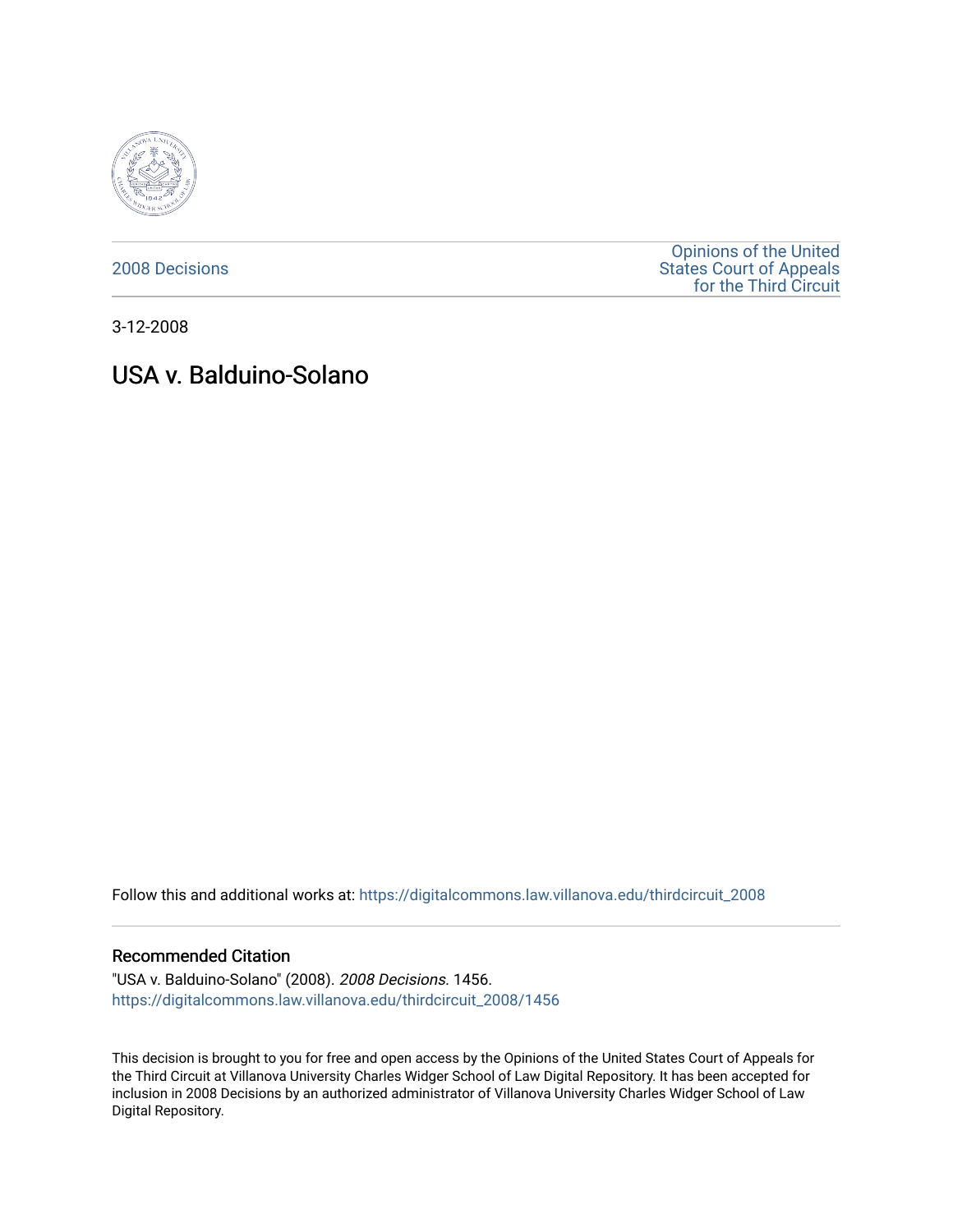2008 Decisions

Opinions of the United States Court of Appeals for the Third Circuit

3-12-2008

# USA v. Balduino-Solano

Follow this and additional works at: https://digitalcommons.law.villanova.edu/thirdcircuit_2008

## Recommended Citation

"USA v. Balduino-Solano" (2008). *2008 Decisions*. 1456.
https://digitalcommons.law.villanova.edu/thirdcircuit_2008/1456

This decision is brought to you for free and open access by the Opinions of the United States Court of Appeals for the Third Circuit at Villanova University Charles Widger School of Law Digital Repository. It has been accepted for inclusion in 2008 Decisions by an authorized administrator of Villanova University Charles Widger School of Law Digital Repository.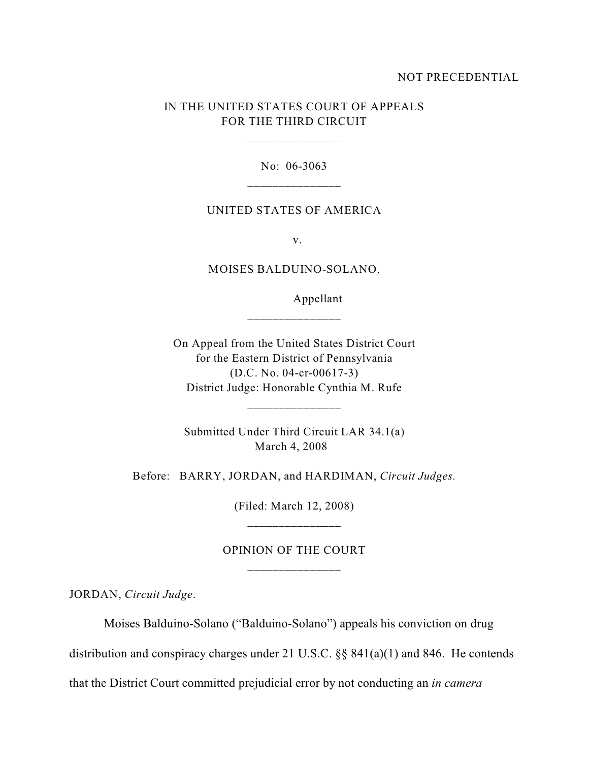NOT PRECEDENTIAL

IN THE UNITED STATES COURT OF APPEALS
FOR THE THIRD CIRCUIT

---

No: 06-3063

---

UNITED STATES OF AMERICA

v.

MOISES BALDUINO-SOLANO,

Appellant

---

On Appeal from the United States District Court
for the Eastern District of Pennsylvania
(D.C. No. 04-cr-00617-3)
District Judge: Honorable Cynthia M. Rufe

---

Submitted Under Third Circuit LAR 34.1(a)
March 4, 2008

Before: BARRY, JORDAN, and HARDIMAN, *Circuit Judges.*

(Filed: March 12, 2008)

---

OPINION OF THE COURT

---

JORDAN, *Circuit Judge*.

Moises Balduino-Solano ("Balduino-Solano") appeals his conviction on drug distribution and conspiracy charges under 21 U.S.C. §§ 841(a)(1) and 846. He contends that the District Court committed prejudicial error by not conducting an *in camera*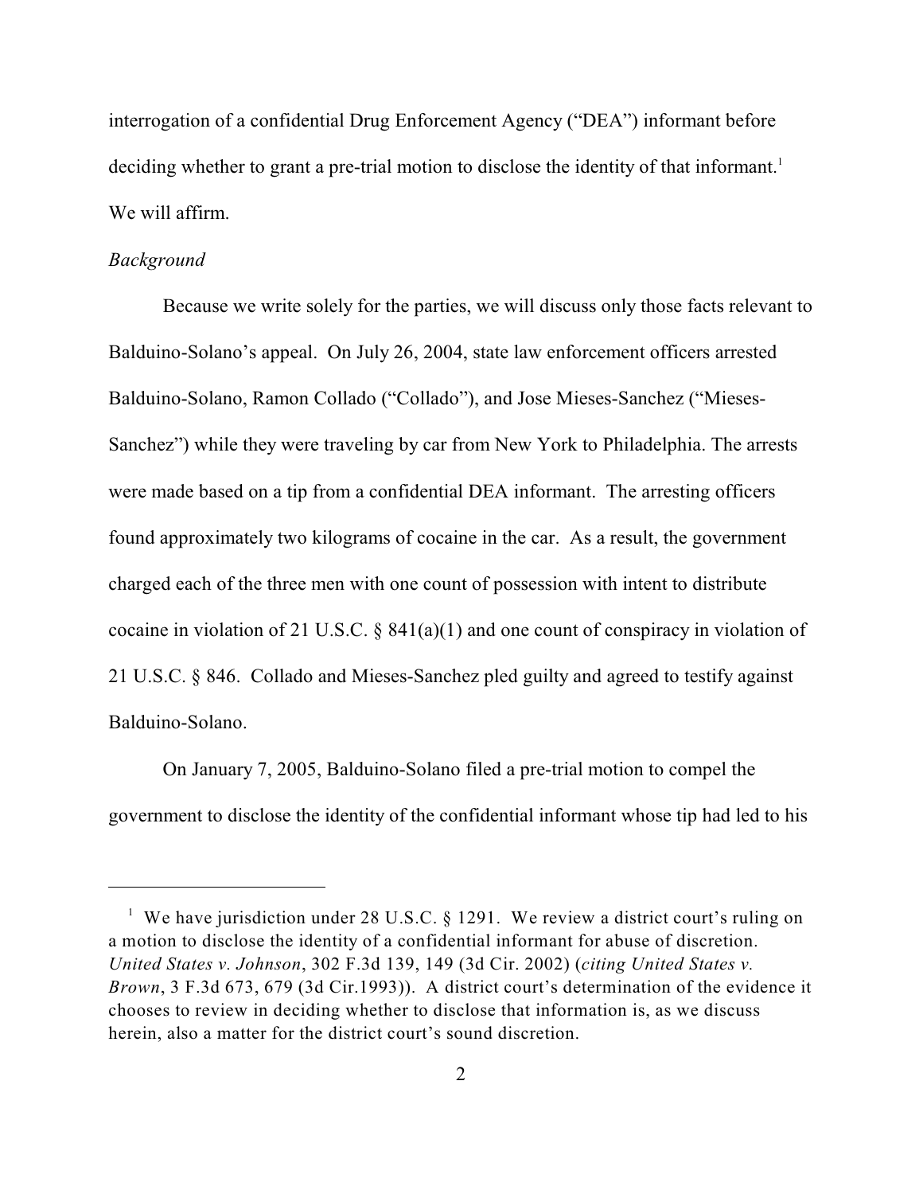interrogation of a confidential Drug Enforcement Agency ("DEA") informant before deciding whether to grant a pre-trial motion to disclose the identity of that informant.[1] We will affirm.

*Background*

Because we write solely for the parties, we will discuss only those facts relevant to Balduino-Solano's appeal. On July 26, 2004, state law enforcement officers arrested Balduino-Solano, Ramon Collado ("Collado"), and Jose Mieses-Sanchez ("Mieses-Sanchez") while they were traveling by car from New York to Philadelphia. The arrests were made based on a tip from a confidential DEA informant. The arresting officers found approximately two kilograms of cocaine in the car. As a result, the government charged each of the three men with one count of possession with intent to distribute cocaine in violation of 21 U.S.C. § 841(a)(1) and one count of conspiracy in violation of 21 U.S.C. § 846. Collado and Mieses-Sanchez pled guilty and agreed to testify against Balduino-Solano.

On January 7, 2005, Balduino-Solano filed a pre-trial motion to compel the government to disclose the identity of the confidential informant whose tip had led to his

---

[1] We have jurisdiction under 28 U.S.C. § 1291. We review a district court's ruling on a motion to disclose the identity of a confidential informant for abuse of discretion. *United States v. Johnson*, 302 F.3d 139, 149 (3d Cir. 2002) (*citing United States v. Brown*, 3 F.3d 673, 679 (3d Cir.1993)). A district court's determination of the evidence it chooses to review in deciding whether to disclose that information is, as we discuss herein, also a matter for the district court's sound discretion.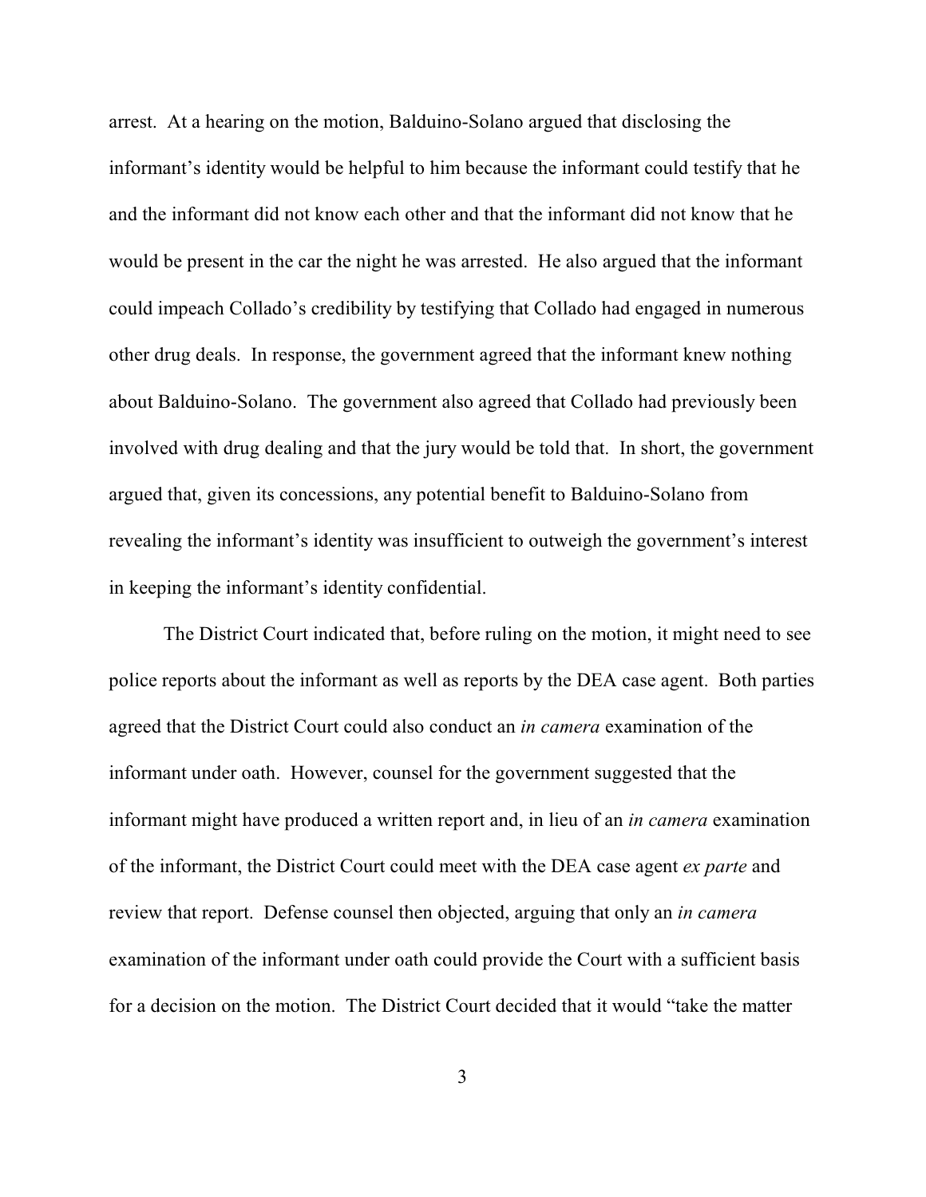arrest. At a hearing on the motion, Balduino-Solano argued that disclosing the informant's identity would be helpful to him because the informant could testify that he and the informant did not know each other and that the informant did not know that he would be present in the car the night he was arrested. He also argued that the informant could impeach Collado's credibility by testifying that Collado had engaged in numerous other drug deals. In response, the government agreed that the informant knew nothing about Balduino-Solano. The government also agreed that Collado had previously been involved with drug dealing and that the jury would be told that. In short, the government argued that, given its concessions, any potential benefit to Balduino-Solano from revealing the informant's identity was insufficient to outweigh the government's interest in keeping the informant's identity confidential.

The District Court indicated that, before ruling on the motion, it might need to see police reports about the informant as well as reports by the DEA case agent. Both parties agreed that the District Court could also conduct an *in camera* examination of the informant under oath. However, counsel for the government suggested that the informant might have produced a written report and, in lieu of an *in camera* examination of the informant, the District Court could meet with the DEA case agent *ex parte* and review that report. Defense counsel then objected, arguing that only an *in camera* examination of the informant under oath could provide the Court with a sufficient basis for a decision on the motion. The District Court decided that it would "take the matter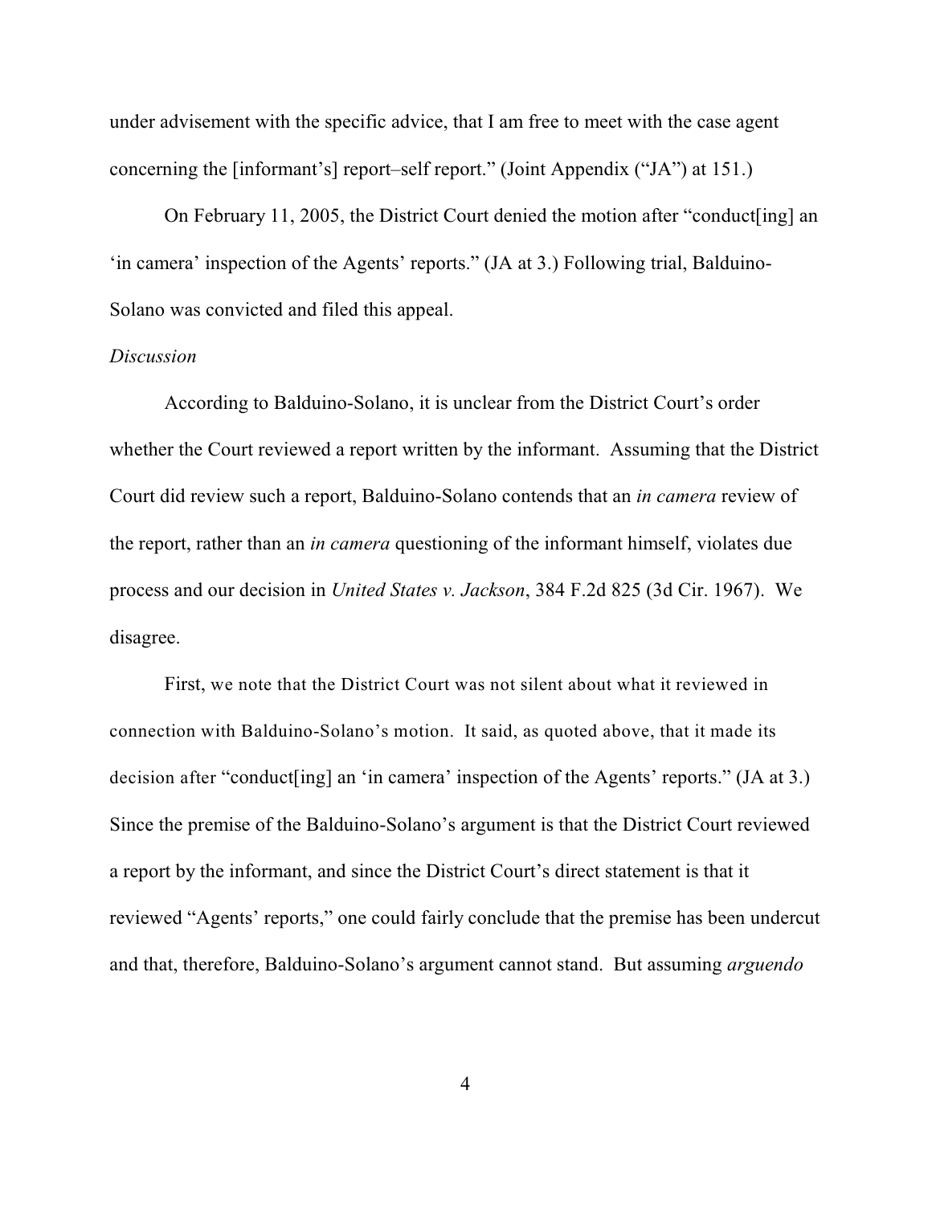under advisement with the specific advice, that I am free to meet with the case agent concerning the [informant's] report–self report." (Joint Appendix ("JA") at 151.)

On February 11, 2005, the District Court denied the motion after "conduct[ing] an 'in camera' inspection of the Agents' reports." (JA at 3.) Following trial, Balduino-Solano was convicted and filed this appeal.

*Discussion*

According to Balduino-Solano, it is unclear from the District Court's order whether the Court reviewed a report written by the informant. Assuming that the District Court did review such a report, Balduino-Solano contends that an *in camera* review of the report, rather than an *in camera* questioning of the informant himself, violates due process and our decision in *United States v. Jackson*, 384 F.2d 825 (3d Cir. 1967). We disagree.

First, we note that the District Court was not silent about what it reviewed in connection with Balduino-Solano's motion. It said, as quoted above, that it made its decision after "conduct[ing] an 'in camera' inspection of the Agents' reports." (JA at 3.) Since the premise of the Balduino-Solano's argument is that the District Court reviewed a report by the informant, and since the District Court's direct statement is that it reviewed "Agents' reports," one could fairly conclude that the premise has been undercut and that, therefore, Balduino-Solano's argument cannot stand. But assuming *arguendo*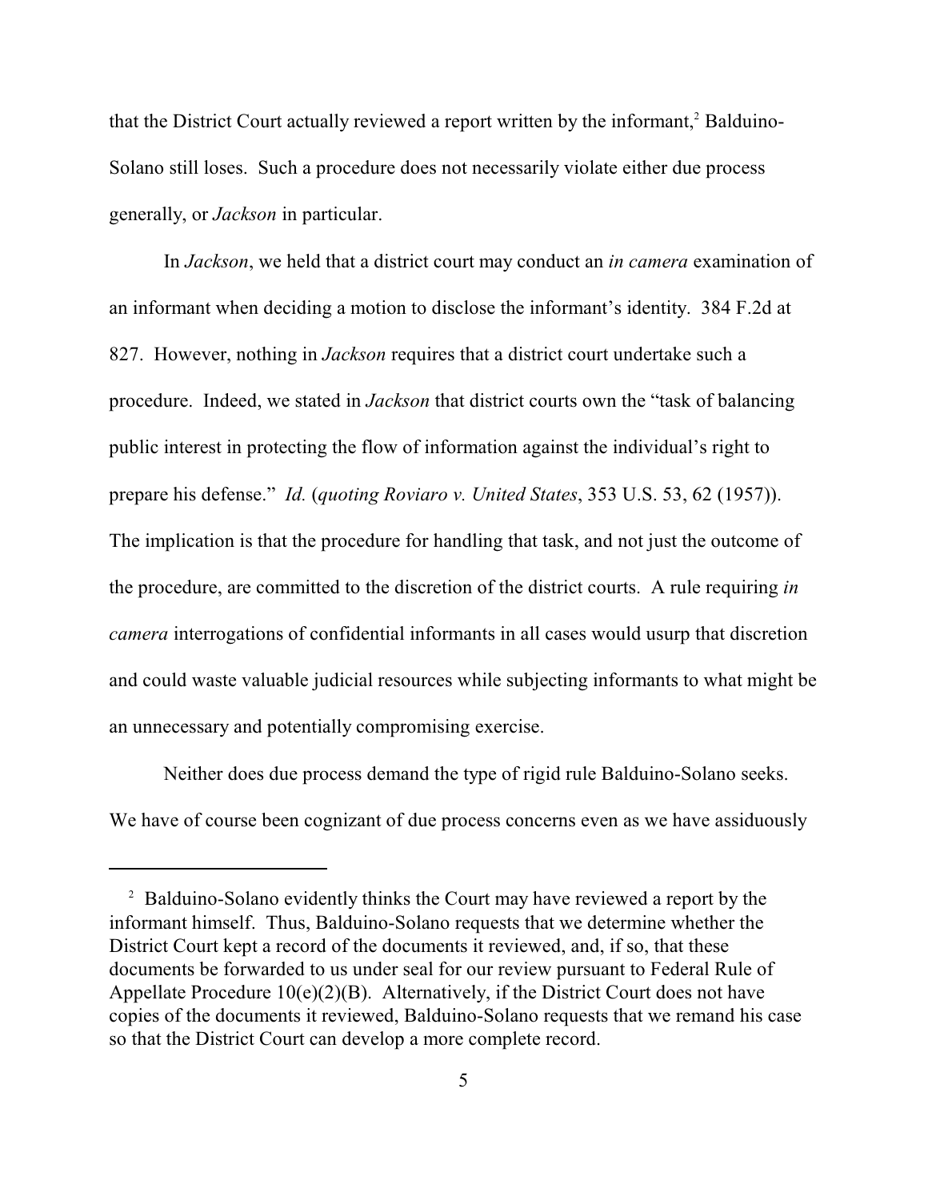that the District Court actually reviewed a report written by the informant,[2] Balduino-Solano still loses. Such a procedure does not necessarily violate either due process generally, or *Jackson* in particular.

In *Jackson*, we held that a district court may conduct an *in camera* examination of an informant when deciding a motion to disclose the informant's identity. 384 F.2d at 827. However, nothing in *Jackson* requires that a district court undertake such a procedure. Indeed, we stated in *Jackson* that district courts own the "task of balancing public interest in protecting the flow of information against the individual's right to prepare his defense." *Id.* (*quoting Roviaro v. United States*, 353 U.S. 53, 62 (1957)). The implication is that the procedure for handling that task, and not just the outcome of the procedure, are committed to the discretion of the district courts. A rule requiring *in camera* interrogations of confidential informants in all cases would usurp that discretion and could waste valuable judicial resources while subjecting informants to what might be an unnecessary and potentially compromising exercise.

Neither does due process demand the type of rigid rule Balduino-Solano seeks. We have of course been cognizant of due process concerns even as we have assiduously

---

[2] Balduino-Solano evidently thinks the Court may have reviewed a report by the informant himself. Thus, Balduino-Solano requests that we determine whether the District Court kept a record of the documents it reviewed, and, if so, that these documents be forwarded to us under seal for our review pursuant to Federal Rule of Appellate Procedure 10(e)(2)(B). Alternatively, if the District Court does not have copies of the documents it reviewed, Balduino-Solano requests that we remand his case so that the District Court can develop a more complete record.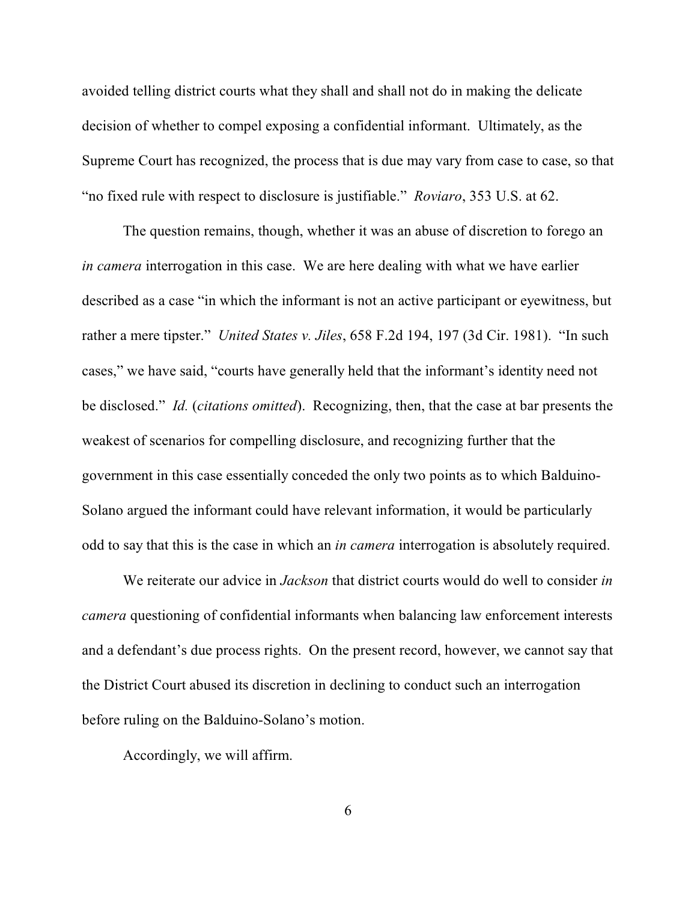avoided telling district courts what they shall and shall not do in making the delicate decision of whether to compel exposing a confidential informant. Ultimately, as the Supreme Court has recognized, the process that is due may vary from case to case, so that "no fixed rule with respect to disclosure is justifiable." *Roviaro*, 353 U.S. at 62.

The question remains, though, whether it was an abuse of discretion to forego an *in camera* interrogation in this case. We are here dealing with what we have earlier described as a case "in which the informant is not an active participant or eyewitness, but rather a mere tipster." *United States v. Jiles*, 658 F.2d 194, 197 (3d Cir. 1981). "In such cases," we have said, "courts have generally held that the informant's identity need not be disclosed." *Id.* (*citations omitted*). Recognizing, then, that the case at bar presents the weakest of scenarios for compelling disclosure, and recognizing further that the government in this case essentially conceded the only two points as to which Balduino-Solano argued the informant could have relevant information, it would be particularly odd to say that this is the case in which an *in camera* interrogation is absolutely required.

We reiterate our advice in *Jackson* that district courts would do well to consider *in camera* questioning of confidential informants when balancing law enforcement interests and a defendant's due process rights. On the present record, however, we cannot say that the District Court abused its discretion in declining to conduct such an interrogation before ruling on the Balduino-Solano's motion.

Accordingly, we will affirm.